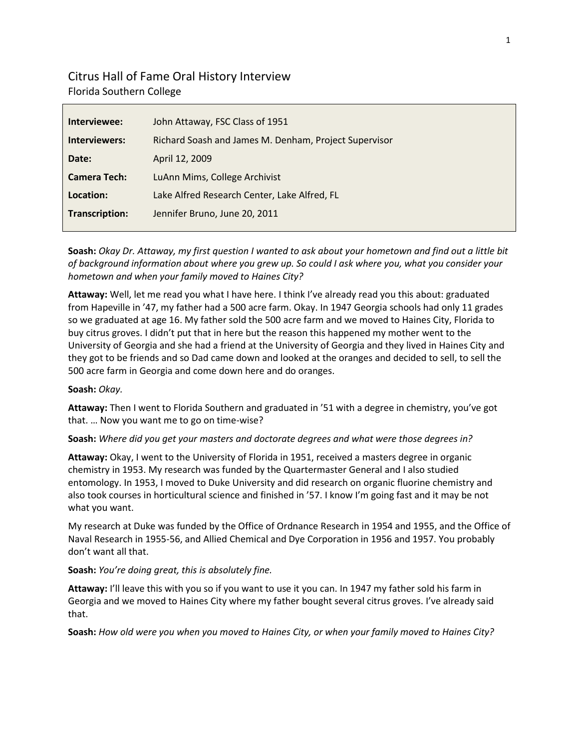# Citrus Hall of Fame Oral History Interview

Florida Southern College

| | |
|---|---|
| **Interviewee:** | John Attaway, FSC Class of 1951 |
| **Interviewers:** | Richard Soash and James M. Denham, Project Supervisor |
| **Date:** | April 12, 2009 |
| **Camera Tech:** | LuAnn Mims, College Archivist |
| **Location:** | Lake Alfred Research Center, Lake Alfred, FL |
| **Transcription:** | Jennifer Bruno, June 20, 2011 |

**Soash:** *Okay Dr. Attaway, my first question I wanted to ask about your hometown and find out a little bit of background information about where you grew up. So could I ask where you, what you consider your hometown and when your family moved to Haines City?*

**Attaway:** Well, let me read you what I have here. I think I've already read you this about: graduated from Hapeville in '47, my father had a 500 acre farm. Okay. In 1947 Georgia schools had only 11 grades so we graduated at age 16. My father sold the 500 acre farm and we moved to Haines City, Florida to buy citrus groves. I didn't put that in here but the reason this happened my mother went to the University of Georgia and she had a friend at the University of Georgia and they lived in Haines City and they got to be friends and so Dad came down and looked at the oranges and decided to sell, to sell the 500 acre farm in Georgia and come down here and do oranges.

**Soash:** *Okay.*

**Attaway:** Then I went to Florida Southern and graduated in '51 with a degree in chemistry, you've got that. … Now you want me to go on time-wise?

**Soash:** *Where did you get your masters and doctorate degrees and what were those degrees in?*

**Attaway:** Okay, I went to the University of Florida in 1951, received a masters degree in organic chemistry in 1953. My research was funded by the Quartermaster General and I also studied entomology. In 1953, I moved to Duke University and did research on organic fluorine chemistry and also took courses in horticultural science and finished in '57. I know I'm going fast and it may be not what you want.

My research at Duke was funded by the Office of Ordnance Research in 1954 and 1955, and the Office of Naval Research in 1955-56, and Allied Chemical and Dye Corporation in 1956 and 1957. You probably don't want all that.

**Soash:** *You're doing great, this is absolutely fine.*

**Attaway:** I'll leave this with you so if you want to use it you can. In 1947 my father sold his farm in Georgia and we moved to Haines City where my father bought several citrus groves. I've already said that.

**Soash:** *How old were you when you moved to Haines City, or when your family moved to Haines City?*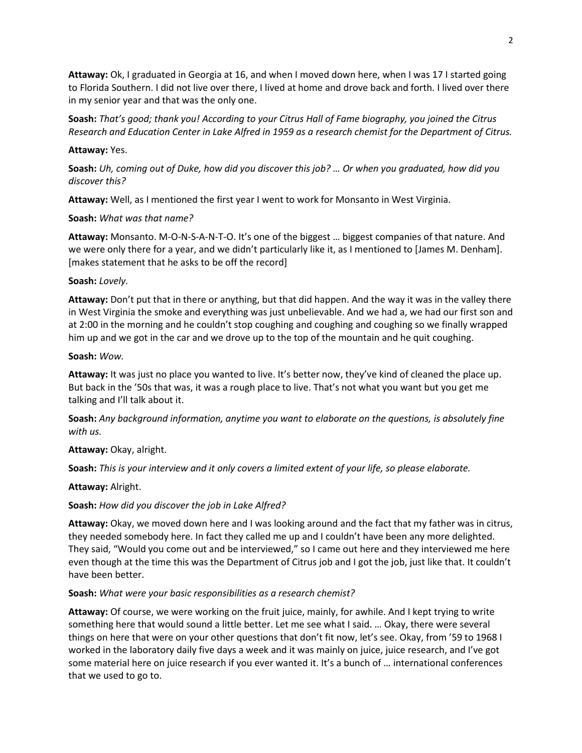**Attaway:** Ok, I graduated in Georgia at 16, and when I moved down here, when I was 17 I started going to Florida Southern. I did not live over there, I lived at home and drove back and forth. I lived over there in my senior year and that was the only one.

**Soash:** *That's good; thank you! According to your Citrus Hall of Fame biography, you joined the Citrus Research and Education Center in Lake Alfred in 1959 as a research chemist for the Department of Citrus.*

**Attaway:** Yes.

**Soash:** *Uh, coming out of Duke, how did you discover this job? … Or when you graduated, how did you discover this?*

**Attaway:** Well, as I mentioned the first year I went to work for Monsanto in West Virginia.

**Soash:** *What was that name?*

**Attaway:** Monsanto. M-O-N-S-A-N-T-O. It's one of the biggest … biggest companies of that nature. And we were only there for a year, and we didn't particularly like it, as I mentioned to [James M. Denham]. [makes statement that he asks to be off the record]

**Soash:** *Lovely.*

**Attaway:** Don't put that in there or anything, but that did happen. And the way it was in the valley there in West Virginia the smoke and everything was just unbelievable. And we had a, we had our first son and at 2:00 in the morning and he couldn't stop coughing and coughing and coughing so we finally wrapped him up and we got in the car and we drove up to the top of the mountain and he quit coughing.

**Soash:** *Wow.*

**Attaway:** It was just no place you wanted to live. It's better now, they've kind of cleaned the place up. But back in the '50s that was, it was a rough place to live. That's not what you want but you get me talking and I'll talk about it.

**Soash:** *Any background information, anytime you want to elaborate on the questions, is absolutely fine with us.*

**Attaway:** Okay, alright.

**Soash:** *This is your interview and it only covers a limited extent of your life, so please elaborate.*

**Attaway:** Alright.

**Soash:** *How did you discover the job in Lake Alfred?*

**Attaway:** Okay, we moved down here and I was looking around and the fact that my father was in citrus, they needed somebody here. In fact they called me up and I couldn't have been any more delighted. They said, "Would you come out and be interviewed," so I came out here and they interviewed me here even though at the time this was the Department of Citrus job and I got the job, just like that. It couldn't have been better.

**Soash:** *What were your basic responsibilities as a research chemist?*

**Attaway:** Of course, we were working on the fruit juice, mainly, for awhile. And I kept trying to write something here that would sound a little better. Let me see what I said. … Okay, there were several things on here that were on your other questions that don't fit now, let's see. Okay, from '59 to 1968 I worked in the laboratory daily five days a week and it was mainly on juice, juice research, and I've got some material here on juice research if you ever wanted it. It's a bunch of … international conferences that we used to go to.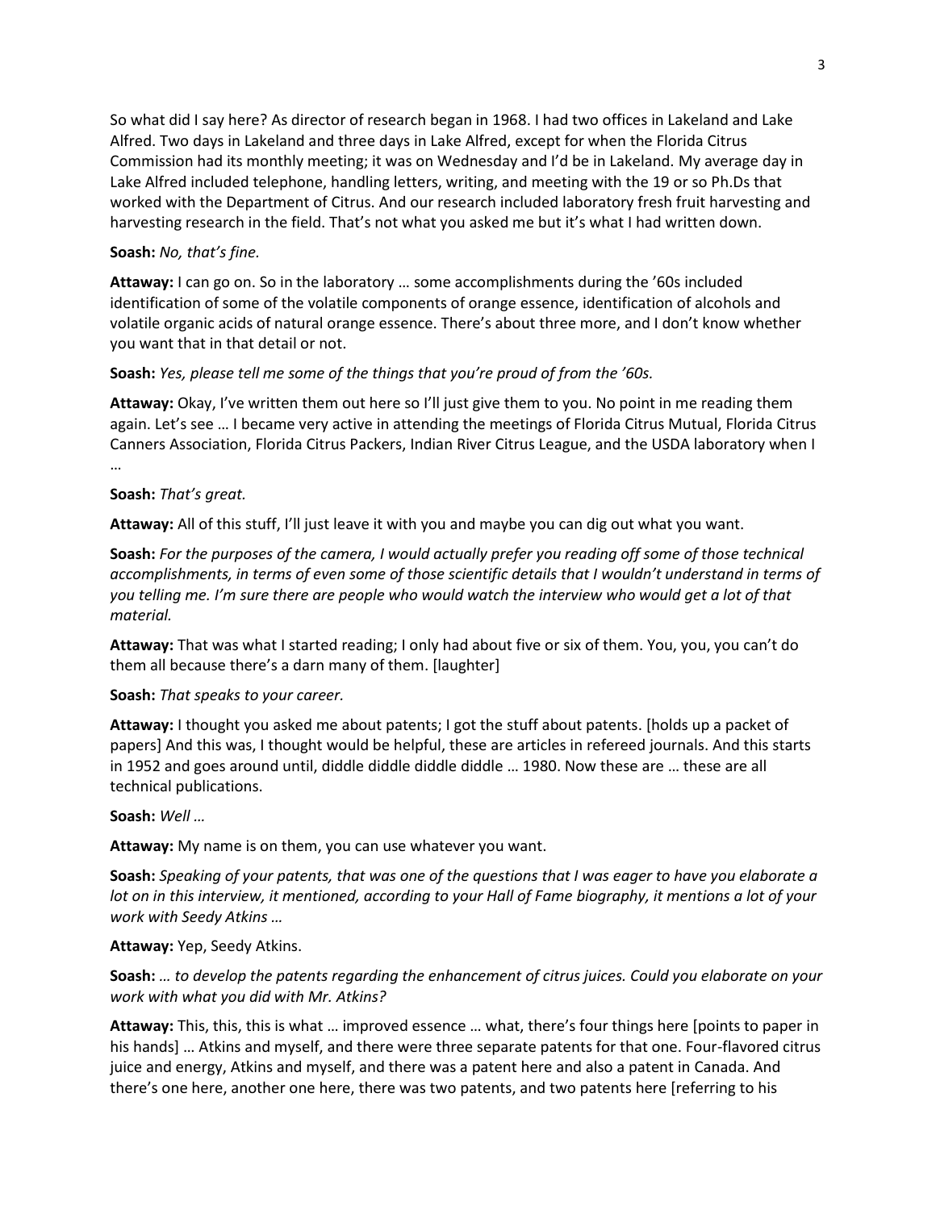So what did I say here? As director of research began in 1968. I had two offices in Lakeland and Lake Alfred. Two days in Lakeland and three days in Lake Alfred, except for when the Florida Citrus Commission had its monthly meeting; it was on Wednesday and I'd be in Lakeland. My average day in Lake Alfred included telephone, handling letters, writing, and meeting with the 19 or so Ph.Ds that worked with the Department of Citrus. And our research included laboratory fresh fruit harvesting and harvesting research in the field. That's not what you asked me but it's what I had written down.

**Soash:** *No, that's fine.*

**Attaway:** I can go on. So in the laboratory … some accomplishments during the '60s included identification of some of the volatile components of orange essence, identification of alcohols and volatile organic acids of natural orange essence. There's about three more, and I don't know whether you want that in that detail or not.

**Soash:** *Yes, please tell me some of the things that you're proud of from the '60s.*

**Attaway:** Okay, I've written them out here so I'll just give them to you. No point in me reading them again. Let's see … I became very active in attending the meetings of Florida Citrus Mutual, Florida Citrus Canners Association, Florida Citrus Packers, Indian River Citrus League, and the USDA laboratory when I …

**Soash:** *That's great.*

**Attaway:** All of this stuff, I'll just leave it with you and maybe you can dig out what you want.

**Soash:** *For the purposes of the camera, I would actually prefer you reading off some of those technical accomplishments, in terms of even some of those scientific details that I wouldn't understand in terms of you telling me. I'm sure there are people who would watch the interview who would get a lot of that material.*

**Attaway:** That was what I started reading; I only had about five or six of them. You, you, you can't do them all because there's a darn many of them. [laughter]

**Soash:** *That speaks to your career.*

**Attaway:** I thought you asked me about patents; I got the stuff about patents. [holds up a packet of papers] And this was, I thought would be helpful, these are articles in refereed journals. And this starts in 1952 and goes around until, diddle diddle diddle diddle … 1980. Now these are … these are all technical publications.

**Soash:** *Well …*

**Attaway:** My name is on them, you can use whatever you want.

**Soash:** *Speaking of your patents, that was one of the questions that I was eager to have you elaborate a lot on in this interview, it mentioned, according to your Hall of Fame biography, it mentions a lot of your work with Seedy Atkins …*

**Attaway:** Yep, Seedy Atkins.

**Soash:** *… to develop the patents regarding the enhancement of citrus juices. Could you elaborate on your work with what you did with Mr. Atkins?*

**Attaway:** This, this, this is what … improved essence … what, there's four things here [points to paper in his hands] … Atkins and myself, and there were three separate patents for that one. Four-flavored citrus juice and energy, Atkins and myself, and there was a patent here and also a patent in Canada. And there's one here, another one here, there was two patents, and two patents here [referring to his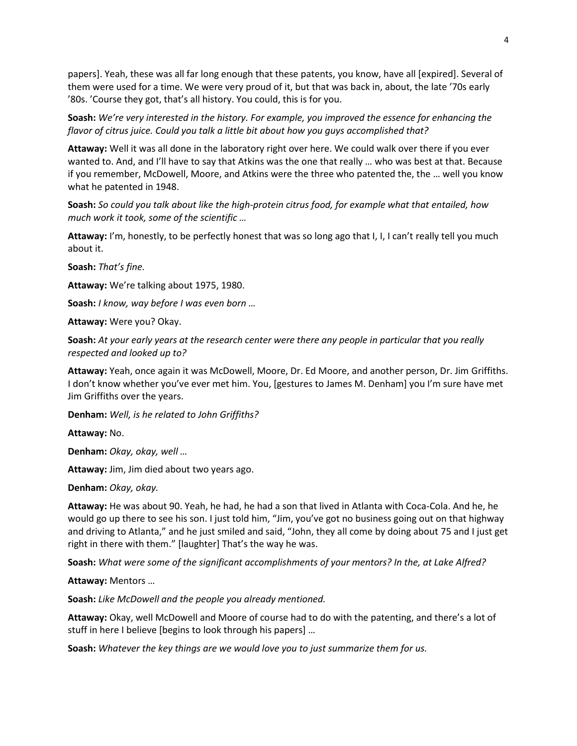papers]. Yeah, these was all far long enough that these patents, you know, have all [expired]. Several of them were used for a time. We were very proud of it, but that was back in, about, the late '70s early '80s. 'Course they got, that's all history. You could, this is for you.

**Soash:** *We're very interested in the history. For example, you improved the essence for enhancing the flavor of citrus juice. Could you talk a little bit about how you guys accomplished that?*

**Attaway:** Well it was all done in the laboratory right over here. We could walk over there if you ever wanted to. And, and I'll have to say that Atkins was the one that really … who was best at that. Because if you remember, McDowell, Moore, and Atkins were the three who patented the, the … well you know what he patented in 1948.

**Soash:** *So could you talk about like the high-protein citrus food, for example what that entailed, how much work it took, some of the scientific …*

**Attaway:** I'm, honestly, to be perfectly honest that was so long ago that I, I, I can't really tell you much about it.

**Soash:** *That's fine.*

**Attaway:** We're talking about 1975, 1980.

**Soash:** *I know, way before I was even born …*

**Attaway:** Were you? Okay.

**Soash:** *At your early years at the research center were there any people in particular that you really respected and looked up to?*

**Attaway:** Yeah, once again it was McDowell, Moore, Dr. Ed Moore, and another person, Dr. Jim Griffiths. I don't know whether you've ever met him. You, [gestures to James M. Denham] you I'm sure have met Jim Griffiths over the years.

**Denham:** *Well, is he related to John Griffiths?*

**Attaway:** No.

**Denham:** *Okay, okay, well …*

**Attaway:** Jim, Jim died about two years ago.

**Denham:** *Okay, okay.*

**Attaway:** He was about 90. Yeah, he had, he had a son that lived in Atlanta with Coca-Cola. And he, he would go up there to see his son. I just told him, "Jim, you've got no business going out on that highway and driving to Atlanta," and he just smiled and said, "John, they all come by doing about 75 and I just get right in there with them." [laughter] That's the way he was.

**Soash:** *What were some of the significant accomplishments of your mentors? In the, at Lake Alfred?*

**Attaway:** Mentors …

**Soash:** *Like McDowell and the people you already mentioned.*

**Attaway:** Okay, well McDowell and Moore of course had to do with the patenting, and there's a lot of stuff in here I believe [begins to look through his papers] …

**Soash:** *Whatever the key things are we would love you to just summarize them for us.*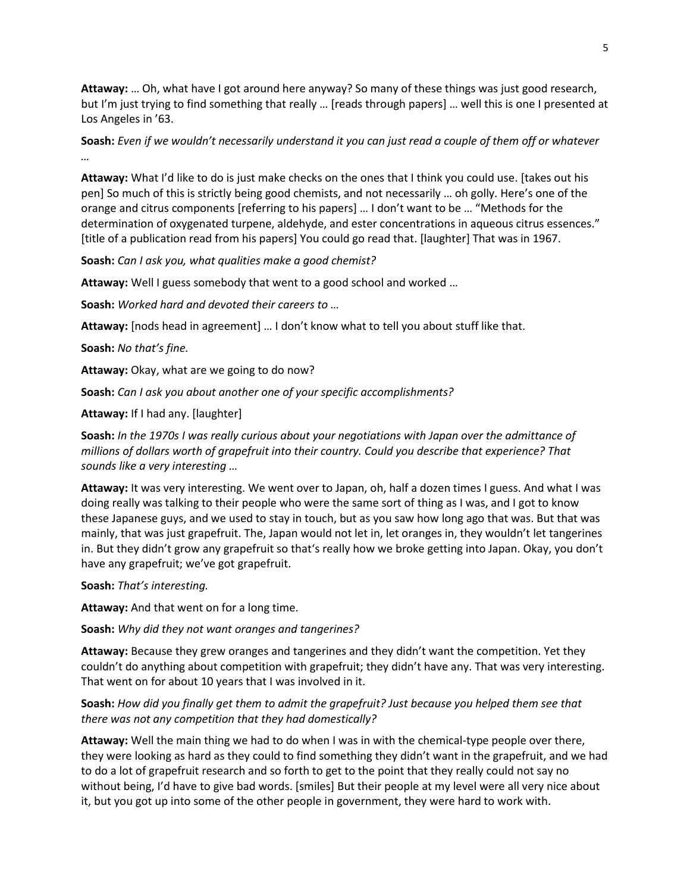**Attaway:** … Oh, what have I got around here anyway? So many of these things was just good research, but I'm just trying to find something that really … [reads through papers] … well this is one I presented at Los Angeles in '63.

**Soash:** *Even if we wouldn't necessarily understand it you can just read a couple of them off or whatever …*

**Attaway:** What I'd like to do is just make checks on the ones that I think you could use. [takes out his pen] So much of this is strictly being good chemists, and not necessarily … oh golly. Here's one of the orange and citrus components [referring to his papers] … I don't want to be … "Methods for the determination of oxygenated turpene, aldehyde, and ester concentrations in aqueous citrus essences." [title of a publication read from his papers] You could go read that. [laughter] That was in 1967.

**Soash:** *Can I ask you, what qualities make a good chemist?*

**Attaway:** Well I guess somebody that went to a good school and worked …

**Soash:** *Worked hard and devoted their careers to …*

**Attaway:** [nods head in agreement] … I don't know what to tell you about stuff like that.

**Soash:** *No that's fine.*

**Attaway:** Okay, what are we going to do now?

**Soash:** *Can I ask you about another one of your specific accomplishments?*

**Attaway:** If I had any. [laughter]

**Soash:** *In the 1970s I was really curious about your negotiations with Japan over the admittance of millions of dollars worth of grapefruit into their country. Could you describe that experience? That sounds like a very interesting …*

**Attaway:** It was very interesting. We went over to Japan, oh, half a dozen times I guess. And what I was doing really was talking to their people who were the same sort of thing as I was, and I got to know these Japanese guys, and we used to stay in touch, but as you saw how long ago that was. But that was mainly, that was just grapefruit. The, Japan would not let in, let oranges in, they wouldn't let tangerines in. But they didn't grow any grapefruit so that's really how we broke getting into Japan. Okay, you don't have any grapefruit; we've got grapefruit.

**Soash:** *That's interesting.*

**Attaway:** And that went on for a long time.

**Soash:** *Why did they not want oranges and tangerines?*

**Attaway:** Because they grew oranges and tangerines and they didn't want the competition. Yet they couldn't do anything about competition with grapefruit; they didn't have any. That was very interesting. That went on for about 10 years that I was involved in it.

**Soash:** *How did you finally get them to admit the grapefruit? Just because you helped them see that there was not any competition that they had domestically?*

**Attaway:** Well the main thing we had to do when I was in with the chemical-type people over there, they were looking as hard as they could to find something they didn't want in the grapefruit, and we had to do a lot of grapefruit research and so forth to get to the point that they really could not say no without being, I'd have to give bad words. [smiles] But their people at my level were all very nice about it, but you got up into some of the other people in government, they were hard to work with.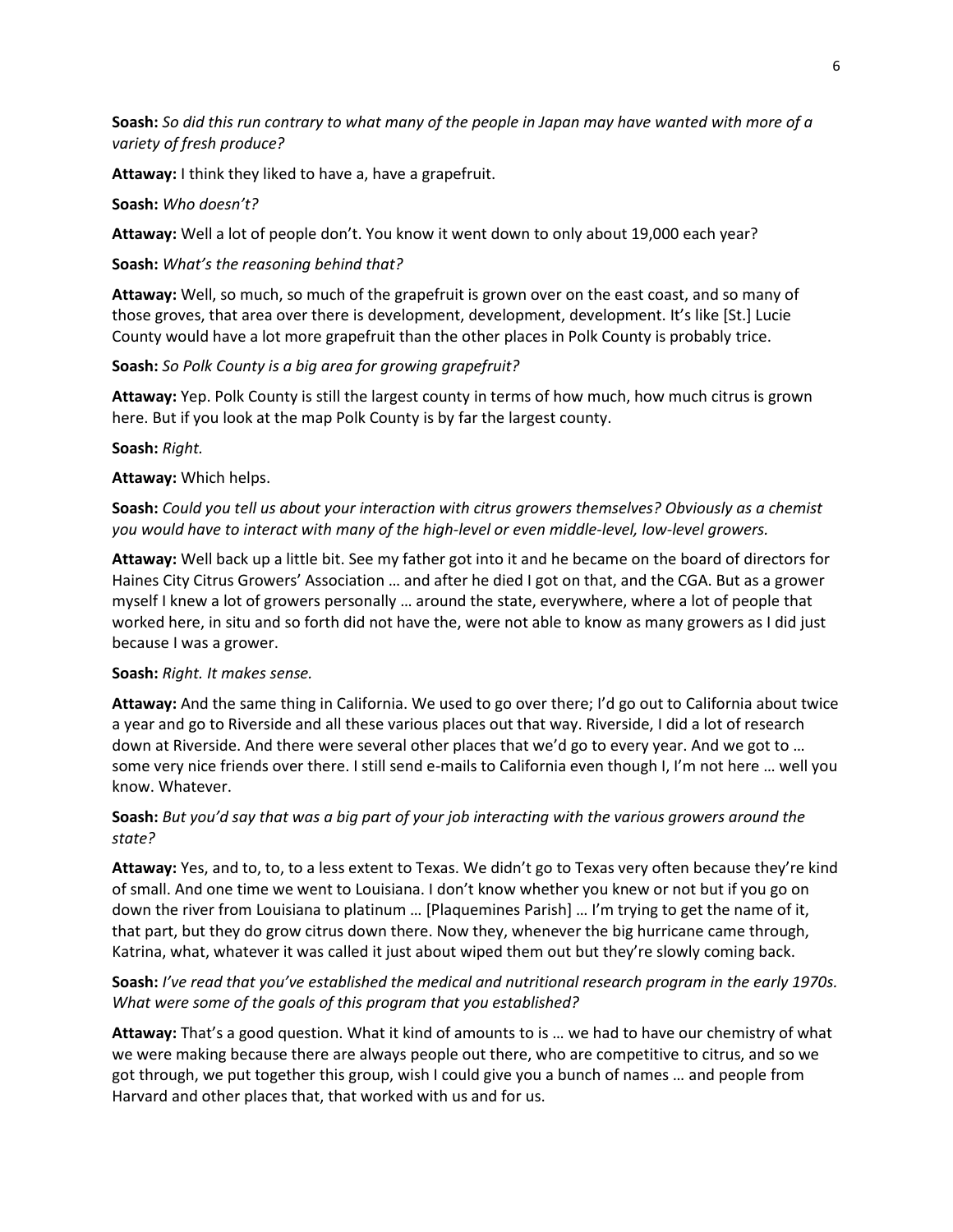**Soash:** *So did this run contrary to what many of the people in Japan may have wanted with more of a variety of fresh produce?*

**Attaway:** I think they liked to have a, have a grapefruit.

**Soash:** *Who doesn't?*

**Attaway:** Well a lot of people don't. You know it went down to only about 19,000 each year?

**Soash:** *What's the reasoning behind that?*

**Attaway:** Well, so much, so much of the grapefruit is grown over on the east coast, and so many of those groves, that area over there is development, development, development. It's like [St.] Lucie County would have a lot more grapefruit than the other places in Polk County is probably trice.

**Soash:** *So Polk County is a big area for growing grapefruit?*

**Attaway:** Yep. Polk County is still the largest county in terms of how much, how much citrus is grown here. But if you look at the map Polk County is by far the largest county.

**Soash:** *Right.*

**Attaway:** Which helps.

**Soash:** *Could you tell us about your interaction with citrus growers themselves? Obviously as a chemist you would have to interact with many of the high-level or even middle-level, low-level growers.*

**Attaway:** Well back up a little bit. See my father got into it and he became on the board of directors for Haines City Citrus Growers' Association … and after he died I got on that, and the CGA. But as a grower myself I knew a lot of growers personally … around the state, everywhere, where a lot of people that worked here, in situ and so forth did not have the, were not able to know as many growers as I did just because I was a grower.

**Soash:** *Right. It makes sense.*

**Attaway:** And the same thing in California. We used to go over there; I'd go out to California about twice a year and go to Riverside and all these various places out that way. Riverside, I did a lot of research down at Riverside. And there were several other places that we'd go to every year. And we got to … some very nice friends over there. I still send e-mails to California even though I, I'm not here … well you know. Whatever.

**Soash:** *But you'd say that was a big part of your job interacting with the various growers around the state?*

**Attaway:** Yes, and to, to, to a less extent to Texas. We didn't go to Texas very often because they're kind of small. And one time we went to Louisiana. I don't know whether you knew or not but if you go on down the river from Louisiana to platinum … [Plaquemines Parish] … I'm trying to get the name of it, that part, but they do grow citrus down there. Now they, whenever the big hurricane came through, Katrina, what, whatever it was called it just about wiped them out but they're slowly coming back.

**Soash:** *I've read that you've established the medical and nutritional research program in the early 1970s. What were some of the goals of this program that you established?*

**Attaway:** That's a good question. What it kind of amounts to is … we had to have our chemistry of what we were making because there are always people out there, who are competitive to citrus, and so we got through, we put together this group, wish I could give you a bunch of names … and people from Harvard and other places that, that worked with us and for us.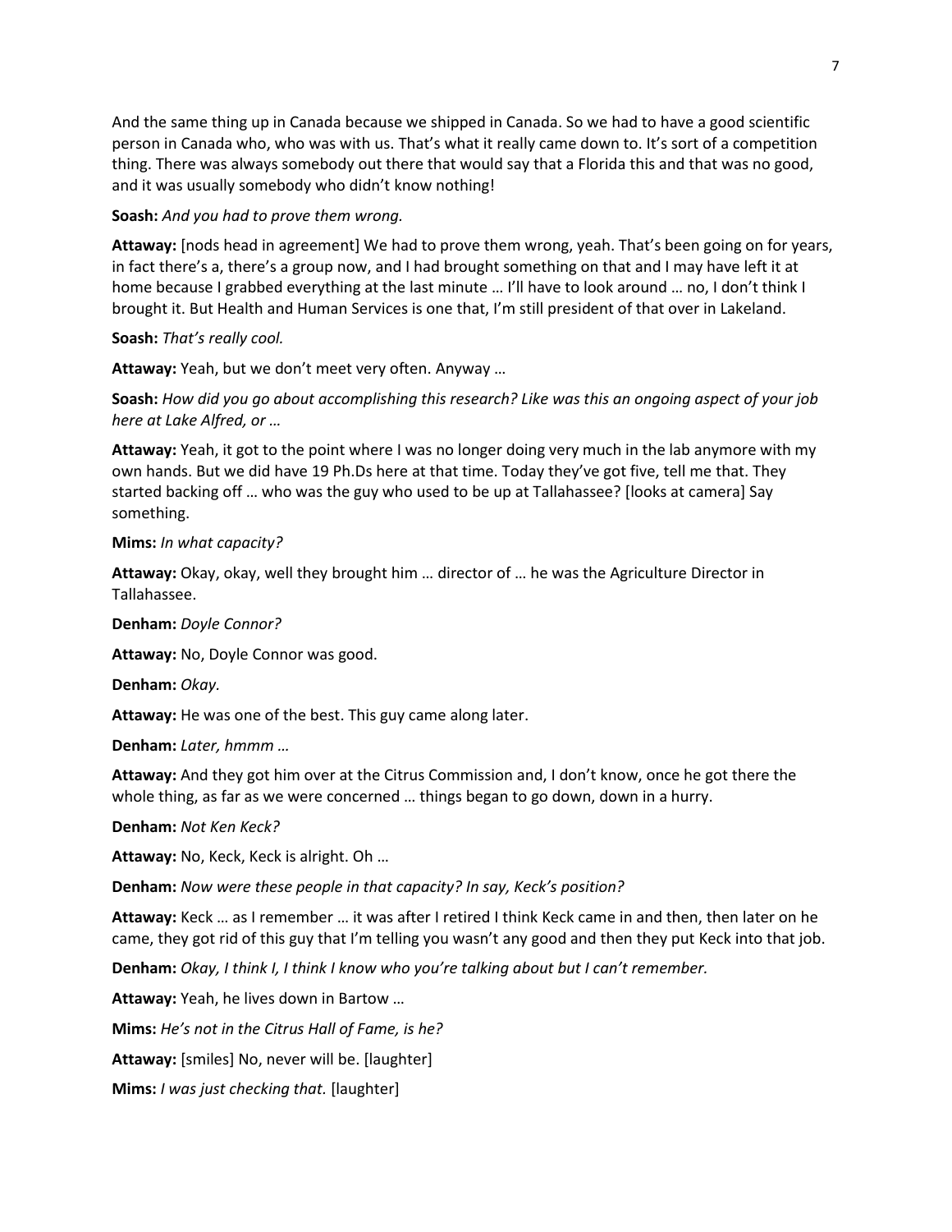And the same thing up in Canada because we shipped in Canada. So we had to have a good scientific person in Canada who, who was with us. That's what it really came down to. It's sort of a competition thing. There was always somebody out there that would say that a Florida this and that was no good, and it was usually somebody who didn't know nothing!

**Soash:** *And you had to prove them wrong.*

**Attaway:** [nods head in agreement] We had to prove them wrong, yeah. That's been going on for years, in fact there's a, there's a group now, and I had brought something on that and I may have left it at home because I grabbed everything at the last minute … I'll have to look around … no, I don't think I brought it. But Health and Human Services is one that, I'm still president of that over in Lakeland.

**Soash:** *That's really cool.*

**Attaway:** Yeah, but we don't meet very often. Anyway …

**Soash:** *How did you go about accomplishing this research? Like was this an ongoing aspect of your job here at Lake Alfred, or …*

**Attaway:** Yeah, it got to the point where I was no longer doing very much in the lab anymore with my own hands. But we did have 19 Ph.Ds here at that time. Today they've got five, tell me that. They started backing off … who was the guy who used to be up at Tallahassee? [looks at camera] Say something.

**Mims:** *In what capacity?*

**Attaway:** Okay, okay, well they brought him … director of … he was the Agriculture Director in Tallahassee.

**Denham:** *Doyle Connor?*

**Attaway:** No, Doyle Connor was good.

**Denham:** *Okay.*

**Attaway:** He was one of the best. This guy came along later.

**Denham:** *Later, hmmm …*

**Attaway:** And they got him over at the Citrus Commission and, I don't know, once he got there the whole thing, as far as we were concerned … things began to go down, down in a hurry.

**Denham:** *Not Ken Keck?*

**Attaway:** No, Keck, Keck is alright. Oh …

**Denham:** *Now were these people in that capacity? In say, Keck's position?*

**Attaway:** Keck … as I remember … it was after I retired I think Keck came in and then, then later on he came, they got rid of this guy that I'm telling you wasn't any good and then they put Keck into that job.

**Denham:** *Okay, I think I, I think I know who you're talking about but I can't remember.*

**Attaway:** Yeah, he lives down in Bartow …

**Mims:** *He's not in the Citrus Hall of Fame, is he?*

**Attaway:** [smiles] No, never will be. [laughter]

**Mims:** *I was just checking that.* [laughter]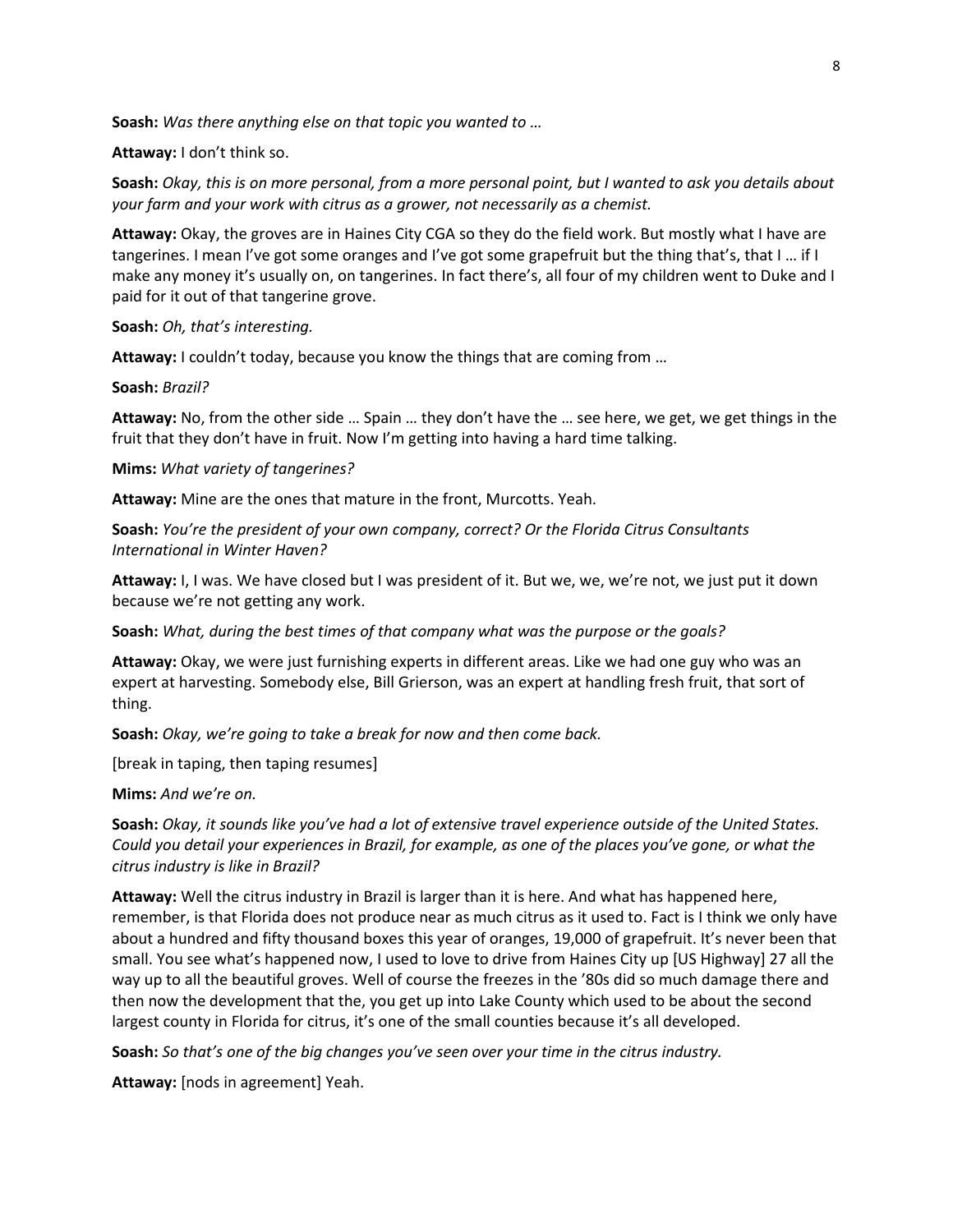**Soash:** *Was there anything else on that topic you wanted to …*

**Attaway:** I don't think so.

**Soash:** *Okay, this is on more personal, from a more personal point, but I wanted to ask you details about your farm and your work with citrus as a grower, not necessarily as a chemist.*

**Attaway:** Okay, the groves are in Haines City CGA so they do the field work. But mostly what I have are tangerines. I mean I've got some oranges and I've got some grapefruit but the thing that's, that I … if I make any money it's usually on, on tangerines. In fact there's, all four of my children went to Duke and I paid for it out of that tangerine grove.

**Soash:** *Oh, that's interesting.*

**Attaway:** I couldn't today, because you know the things that are coming from …

**Soash:** *Brazil?*

**Attaway:** No, from the other side … Spain … they don't have the … see here, we get, we get things in the fruit that they don't have in fruit. Now I'm getting into having a hard time talking.

**Mims:** *What variety of tangerines?*

**Attaway:** Mine are the ones that mature in the front, Murcotts. Yeah.

**Soash:** *You're the president of your own company, correct? Or the Florida Citrus Consultants International in Winter Haven?*

**Attaway:** I, I was. We have closed but I was president of it. But we, we, we're not, we just put it down because we're not getting any work.

**Soash:** *What, during the best times of that company what was the purpose or the goals?*

**Attaway:** Okay, we were just furnishing experts in different areas. Like we had one guy who was an expert at harvesting. Somebody else, Bill Grierson, was an expert at handling fresh fruit, that sort of thing.

**Soash:** *Okay, we're going to take a break for now and then come back.*

[break in taping, then taping resumes]

**Mims:** *And we're on.*

**Soash:** *Okay, it sounds like you've had a lot of extensive travel experience outside of the United States. Could you detail your experiences in Brazil, for example, as one of the places you've gone, or what the citrus industry is like in Brazil?*

**Attaway:** Well the citrus industry in Brazil is larger than it is here. And what has happened here, remember, is that Florida does not produce near as much citrus as it used to. Fact is I think we only have about a hundred and fifty thousand boxes this year of oranges, 19,000 of grapefruit. It's never been that small. You see what's happened now, I used to love to drive from Haines City up [US Highway] 27 all the way up to all the beautiful groves. Well of course the freezes in the '80s did so much damage there and then now the development that the, you get up into Lake County which used to be about the second largest county in Florida for citrus, it's one of the small counties because it's all developed.

**Soash:** *So that's one of the big changes you've seen over your time in the citrus industry.*

**Attaway:** [nods in agreement] Yeah.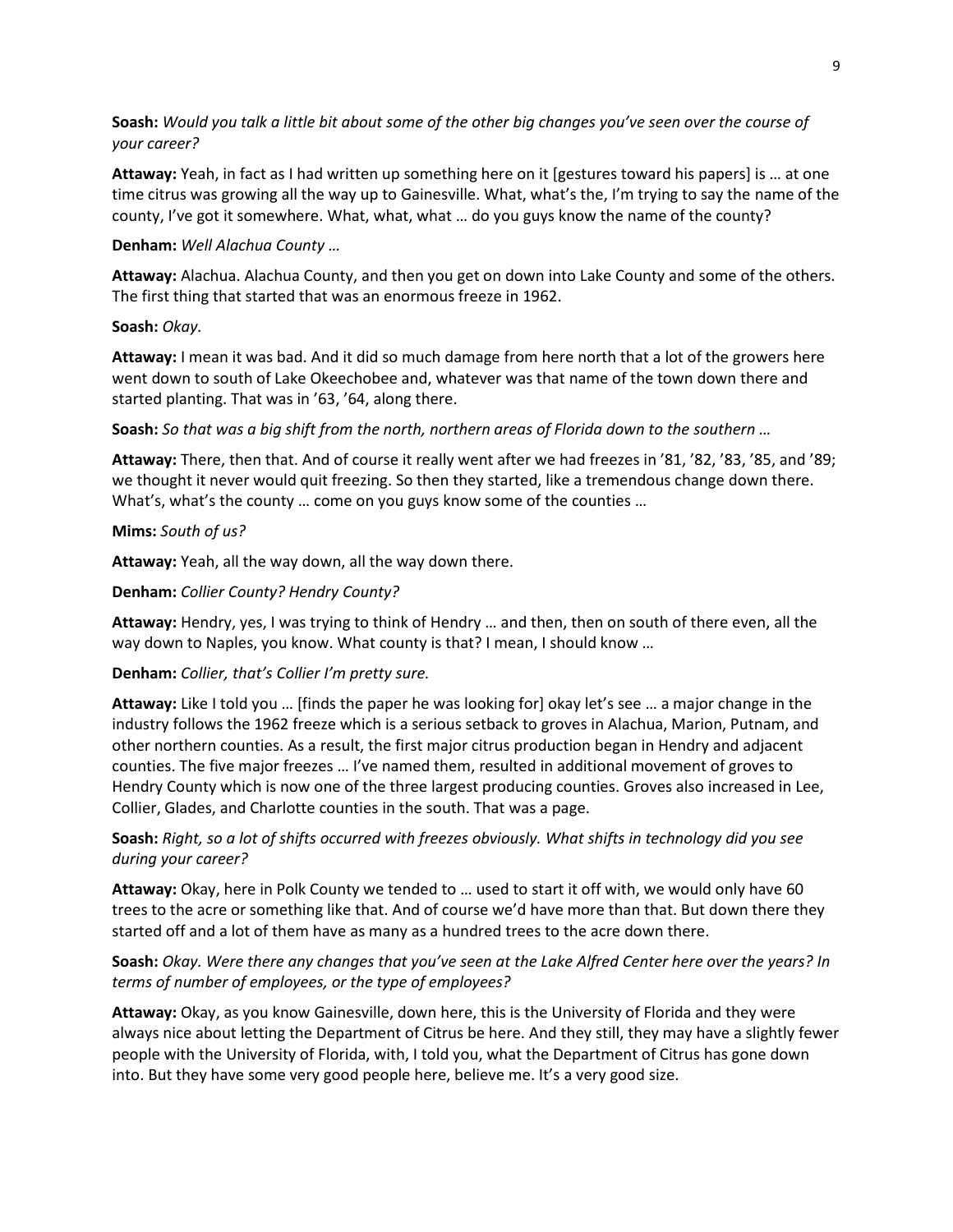**Soash:** *Would you talk a little bit about some of the other big changes you've seen over the course of your career?*

**Attaway:** Yeah, in fact as I had written up something here on it [gestures toward his papers] is … at one time citrus was growing all the way up to Gainesville. What, what's the, I'm trying to say the name of the county, I've got it somewhere. What, what, what … do you guys know the name of the county?

**Denham:** *Well Alachua County …*

**Attaway:** Alachua. Alachua County, and then you get on down into Lake County and some of the others. The first thing that started that was an enormous freeze in 1962.

**Soash:** *Okay.*

**Attaway:** I mean it was bad. And it did so much damage from here north that a lot of the growers here went down to south of Lake Okeechobee and, whatever was that name of the town down there and started planting. That was in '63, '64, along there.

**Soash:** *So that was a big shift from the north, northern areas of Florida down to the southern …*

**Attaway:** There, then that. And of course it really went after we had freezes in '81, '82, '83, '85, and '89; we thought it never would quit freezing. So then they started, like a tremendous change down there. What's, what's the county … come on you guys know some of the counties …

**Mims:** *South of us?*

**Attaway:** Yeah, all the way down, all the way down there.

**Denham:** *Collier County? Hendry County?*

**Attaway:** Hendry, yes, I was trying to think of Hendry … and then, then on south of there even, all the way down to Naples, you know. What county is that? I mean, I should know …

**Denham:** *Collier, that's Collier I'm pretty sure.*

**Attaway:** Like I told you … [finds the paper he was looking for] okay let's see … a major change in the industry follows the 1962 freeze which is a serious setback to groves in Alachua, Marion, Putnam, and other northern counties. As a result, the first major citrus production began in Hendry and adjacent counties. The five major freezes … I've named them, resulted in additional movement of groves to Hendry County which is now one of the three largest producing counties. Groves also increased in Lee, Collier, Glades, and Charlotte counties in the south. That was a page.

**Soash:** *Right, so a lot of shifts occurred with freezes obviously. What shifts in technology did you see during your career?*

**Attaway:** Okay, here in Polk County we tended to … used to start it off with, we would only have 60 trees to the acre or something like that. And of course we'd have more than that. But down there they started off and a lot of them have as many as a hundred trees to the acre down there.

**Soash:** *Okay. Were there any changes that you've seen at the Lake Alfred Center here over the years? In terms of number of employees, or the type of employees?*

**Attaway:** Okay, as you know Gainesville, down here, this is the University of Florida and they were always nice about letting the Department of Citrus be here. And they still, they may have a slightly fewer people with the University of Florida, with, I told you, what the Department of Citrus has gone down into. But they have some very good people here, believe me. It's a very good size.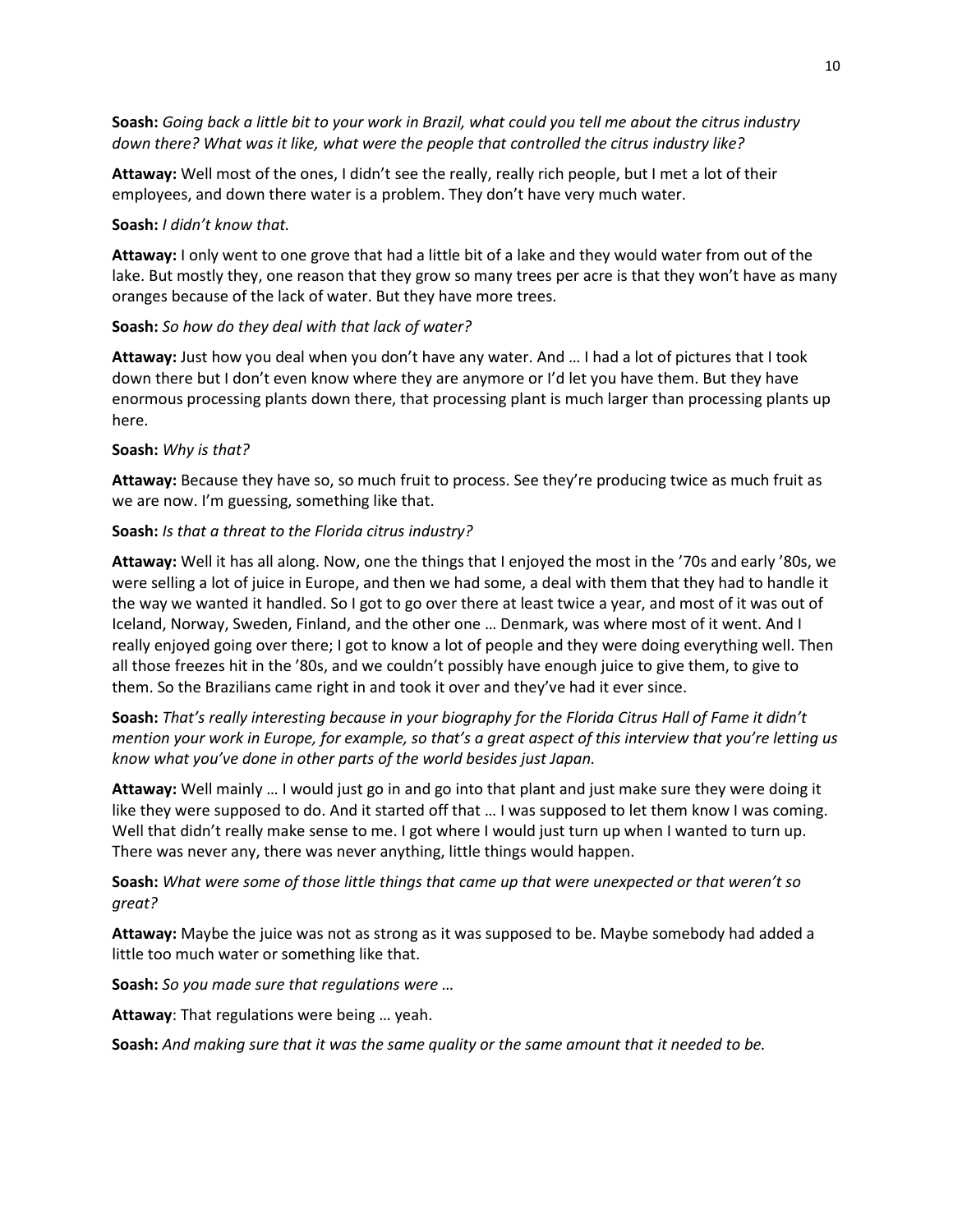**Soash:** *Going back a little bit to your work in Brazil, what could you tell me about the citrus industry down there? What was it like, what were the people that controlled the citrus industry like?*

**Attaway:** Well most of the ones, I didn't see the really, really rich people, but I met a lot of their employees, and down there water is a problem. They don't have very much water.

**Soash:** *I didn't know that.*

**Attaway:** I only went to one grove that had a little bit of a lake and they would water from out of the lake. But mostly they, one reason that they grow so many trees per acre is that they won't have as many oranges because of the lack of water. But they have more trees.

**Soash:** *So how do they deal with that lack of water?*

**Attaway:** Just how you deal when you don't have any water. And … I had a lot of pictures that I took down there but I don't even know where they are anymore or I'd let you have them. But they have enormous processing plants down there, that processing plant is much larger than processing plants up here.

**Soash:** *Why is that?*

**Attaway:** Because they have so, so much fruit to process. See they're producing twice as much fruit as we are now. I'm guessing, something like that.

**Soash:** *Is that a threat to the Florida citrus industry?*

**Attaway:** Well it has all along. Now, one the things that I enjoyed the most in the '70s and early '80s, we were selling a lot of juice in Europe, and then we had some, a deal with them that they had to handle it the way we wanted it handled. So I got to go over there at least twice a year, and most of it was out of Iceland, Norway, Sweden, Finland, and the other one … Denmark, was where most of it went. And I really enjoyed going over there; I got to know a lot of people and they were doing everything well. Then all those freezes hit in the '80s, and we couldn't possibly have enough juice to give them, to give to them. So the Brazilians came right in and took it over and they've had it ever since.

**Soash:** *That's really interesting because in your biography for the Florida Citrus Hall of Fame it didn't mention your work in Europe, for example, so that's a great aspect of this interview that you're letting us know what you've done in other parts of the world besides just Japan.*

**Attaway:** Well mainly … I would just go in and go into that plant and just make sure they were doing it like they were supposed to do. And it started off that … I was supposed to let them know I was coming. Well that didn't really make sense to me. I got where I would just turn up when I wanted to turn up. There was never any, there was never anything, little things would happen.

**Soash:** *What were some of those little things that came up that were unexpected or that weren't so great?*

**Attaway:** Maybe the juice was not as strong as it was supposed to be. Maybe somebody had added a little too much water or something like that.

**Soash:** *So you made sure that regulations were …*

**Attaway**: That regulations were being … yeah.

**Soash:** *And making sure that it was the same quality or the same amount that it needed to be.*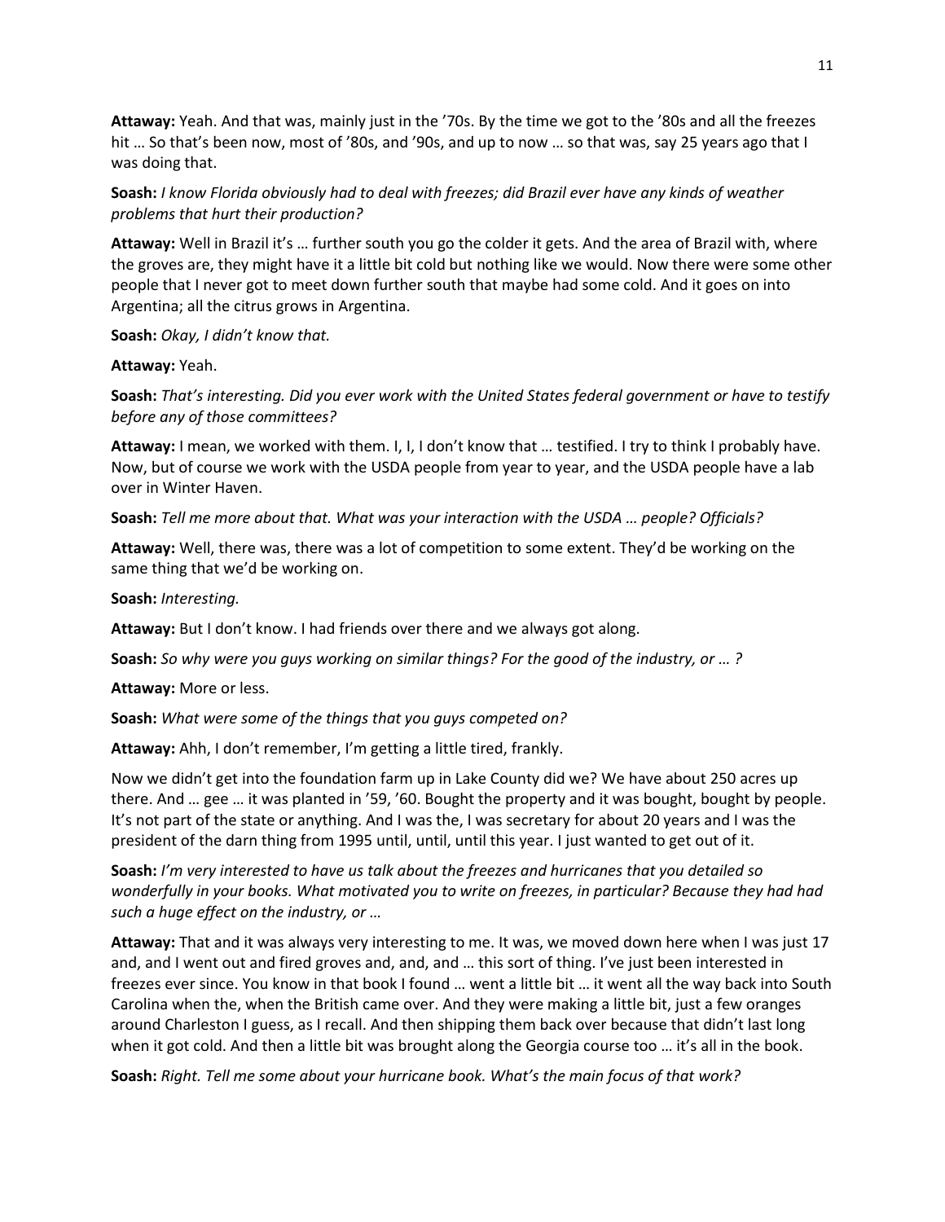**Attaway:** Yeah. And that was, mainly just in the ’70s. By the time we got to the ’80s and all the freezes hit … So that’s been now, most of ’80s, and ’90s, and up to now … so that was, say 25 years ago that I was doing that.

**Soash:** *I know Florida obviously had to deal with freezes; did Brazil ever have any kinds of weather problems that hurt their production?*

**Attaway:** Well in Brazil it’s … further south you go the colder it gets. And the area of Brazil with, where the groves are, they might have it a little bit cold but nothing like we would. Now there were some other people that I never got to meet down further south that maybe had some cold. And it goes on into Argentina; all the citrus grows in Argentina.

**Soash:** *Okay, I didn’t know that.*

**Attaway:** Yeah.

**Soash:** *That’s interesting. Did you ever work with the United States federal government or have to testify before any of those committees?*

**Attaway:** I mean, we worked with them. I, I, I don’t know that … testified. I try to think I probably have. Now, but of course we work with the USDA people from year to year, and the USDA people have a lab over in Winter Haven.

**Soash:** *Tell me more about that. What was your interaction with the USDA … people? Officials?*

**Attaway:** Well, there was, there was a lot of competition to some extent. They’d be working on the same thing that we’d be working on.

**Soash:** *Interesting.*

**Attaway:** But I don’t know. I had friends over there and we always got along.

**Soash:** *So why were you guys working on similar things? For the good of the industry, or … ?*

**Attaway:** More or less.

**Soash:** *What were some of the things that you guys competed on?*

**Attaway:** Ahh, I don’t remember, I’m getting a little tired, frankly.

Now we didn’t get into the foundation farm up in Lake County did we? We have about 250 acres up there. And … gee … it was planted in ’59, ’60. Bought the property and it was bought, bought by people. It’s not part of the state or anything. And I was the, I was secretary for about 20 years and I was the president of the darn thing from 1995 until, until, until this year. I just wanted to get out of it.

**Soash:** *I’m very interested to have us talk about the freezes and hurricanes that you detailed so wonderfully in your books. What motivated you to write on freezes, in particular? Because they had had such a huge effect on the industry, or …*

**Attaway:** That and it was always very interesting to me. It was, we moved down here when I was just 17 and, and I went out and fired groves and, and, and … this sort of thing. I’ve just been interested in freezes ever since. You know in that book I found … went a little bit … it went all the way back into South Carolina when the, when the British came over. And they were making a little bit, just a few oranges around Charleston I guess, as I recall. And then shipping them back over because that didn’t last long when it got cold. And then a little bit was brought along the Georgia course too … it’s all in the book.

**Soash:** *Right. Tell me some about your hurricane book. What’s the main focus of that work?*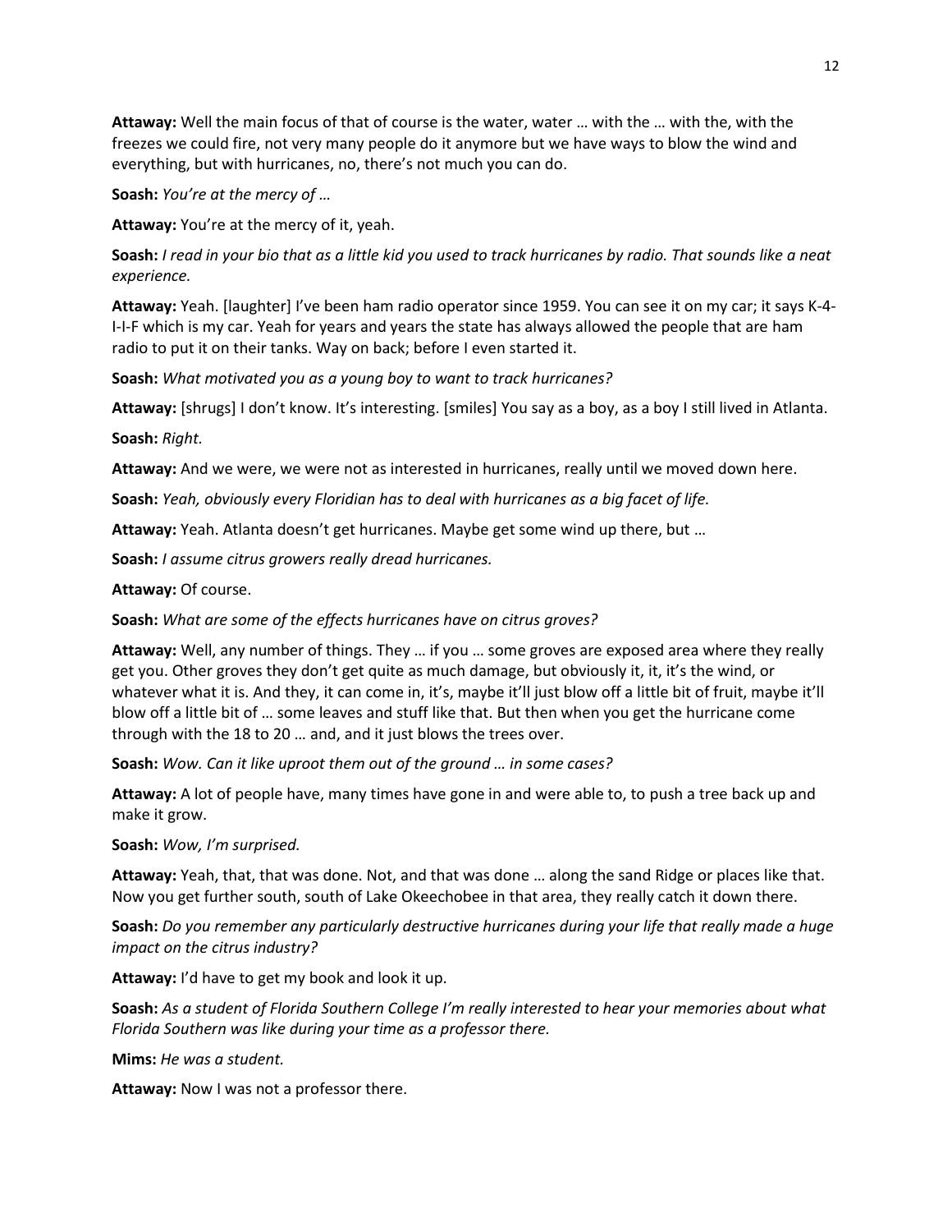**Attaway:** Well the main focus of that of course is the water, water … with the … with the, with the freezes we could fire, not very many people do it anymore but we have ways to blow the wind and everything, but with hurricanes, no, there's not much you can do.

**Soash:** *You're at the mercy of …*

**Attaway:** You're at the mercy of it, yeah.

**Soash:** *I read in your bio that as a little kid you used to track hurricanes by radio. That sounds like a neat experience.*

**Attaway:** Yeah. [laughter] I've been ham radio operator since 1959. You can see it on my car; it says K-4-I-I-F which is my car. Yeah for years and years the state has always allowed the people that are ham radio to put it on their tanks. Way on back; before I even started it.

**Soash:** *What motivated you as a young boy to want to track hurricanes?*

**Attaway:** [shrugs] I don't know. It's interesting. [smiles] You say as a boy, as a boy I still lived in Atlanta.

**Soash:** *Right.*

**Attaway:** And we were, we were not as interested in hurricanes, really until we moved down here.

**Soash:** *Yeah, obviously every Floridian has to deal with hurricanes as a big facet of life.*

**Attaway:** Yeah. Atlanta doesn't get hurricanes. Maybe get some wind up there, but …

**Soash:** *I assume citrus growers really dread hurricanes.*

**Attaway:** Of course.

**Soash:** *What are some of the effects hurricanes have on citrus groves?*

**Attaway:** Well, any number of things. They … if you … some groves are exposed area where they really get you. Other groves they don't get quite as much damage, but obviously it, it, it's the wind, or whatever what it is. And they, it can come in, it's, maybe it'll just blow off a little bit of fruit, maybe it'll blow off a little bit of … some leaves and stuff like that. But then when you get the hurricane come through with the 18 to 20 … and, and it just blows the trees over.

**Soash:** *Wow. Can it like uproot them out of the ground … in some cases?*

**Attaway:** A lot of people have, many times have gone in and were able to, to push a tree back up and make it grow.

**Soash:** *Wow, I'm surprised.*

**Attaway:** Yeah, that, that was done. Not, and that was done … along the sand Ridge or places like that. Now you get further south, south of Lake Okeechobee in that area, they really catch it down there.

**Soash:** *Do you remember any particularly destructive hurricanes during your life that really made a huge impact on the citrus industry?*

**Attaway:** I'd have to get my book and look it up.

**Soash:** *As a student of Florida Southern College I'm really interested to hear your memories about what Florida Southern was like during your time as a professor there.*

**Mims:** *He was a student.*

**Attaway:** Now I was not a professor there.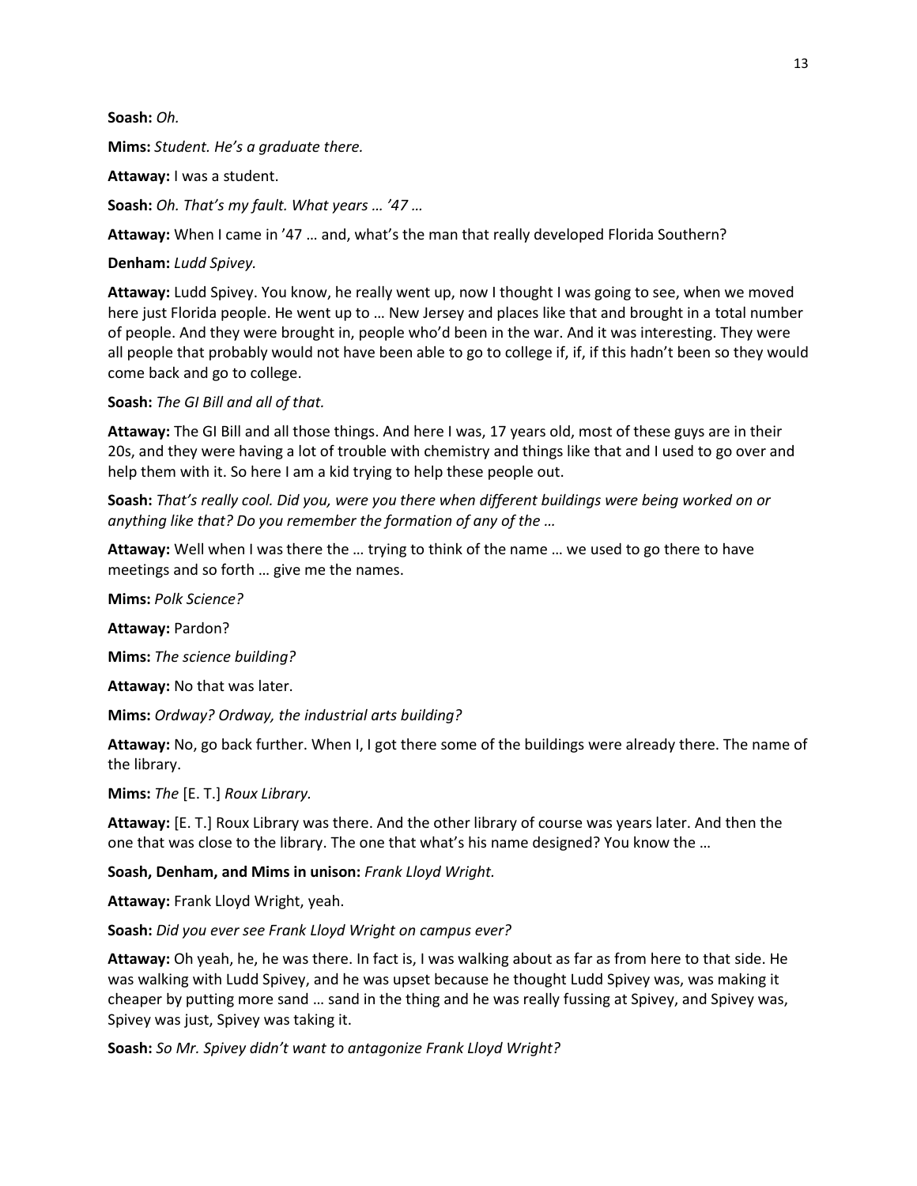**Soash:** *Oh.*

**Mims:** *Student. He's a graduate there.*

**Attaway:** I was a student.

**Soash:** *Oh. That's my fault. What years … '47 …*

**Attaway:** When I came in '47 … and, what's the man that really developed Florida Southern?

**Denham:** *Ludd Spivey.*

**Attaway:** Ludd Spivey. You know, he really went up, now I thought I was going to see, when we moved here just Florida people. He went up to … New Jersey and places like that and brought in a total number of people. And they were brought in, people who'd been in the war. And it was interesting. They were all people that probably would not have been able to go to college if, if, if this hadn't been so they would come back and go to college.

**Soash:** *The GI Bill and all of that.*

**Attaway:** The GI Bill and all those things. And here I was, 17 years old, most of these guys are in their 20s, and they were having a lot of trouble with chemistry and things like that and I used to go over and help them with it. So here I am a kid trying to help these people out.

**Soash:** *That's really cool. Did you, were you there when different buildings were being worked on or anything like that? Do you remember the formation of any of the …*

**Attaway:** Well when I was there the … trying to think of the name … we used to go there to have meetings and so forth … give me the names.

**Mims:** *Polk Science?*

**Attaway:** Pardon?

**Mims:** *The science building?*

**Attaway:** No that was later.

**Mims:** *Ordway? Ordway, the industrial arts building?*

**Attaway:** No, go back further. When I, I got there some of the buildings were already there. The name of the library.

**Mims:** *The* [E. T.] *Roux Library.*

**Attaway:** [E. T.] Roux Library was there. And the other library of course was years later. And then the one that was close to the library. The one that what's his name designed? You know the …

**Soash, Denham, and Mims in unison:** *Frank Lloyd Wright.*

**Attaway:** Frank Lloyd Wright, yeah.

**Soash:** *Did you ever see Frank Lloyd Wright on campus ever?*

**Attaway:** Oh yeah, he, he was there. In fact is, I was walking about as far as from here to that side. He was walking with Ludd Spivey, and he was upset because he thought Ludd Spivey was, was making it cheaper by putting more sand … sand in the thing and he was really fussing at Spivey, and Spivey was, Spivey was just, Spivey was taking it.

**Soash:** *So Mr. Spivey didn't want to antagonize Frank Lloyd Wright?*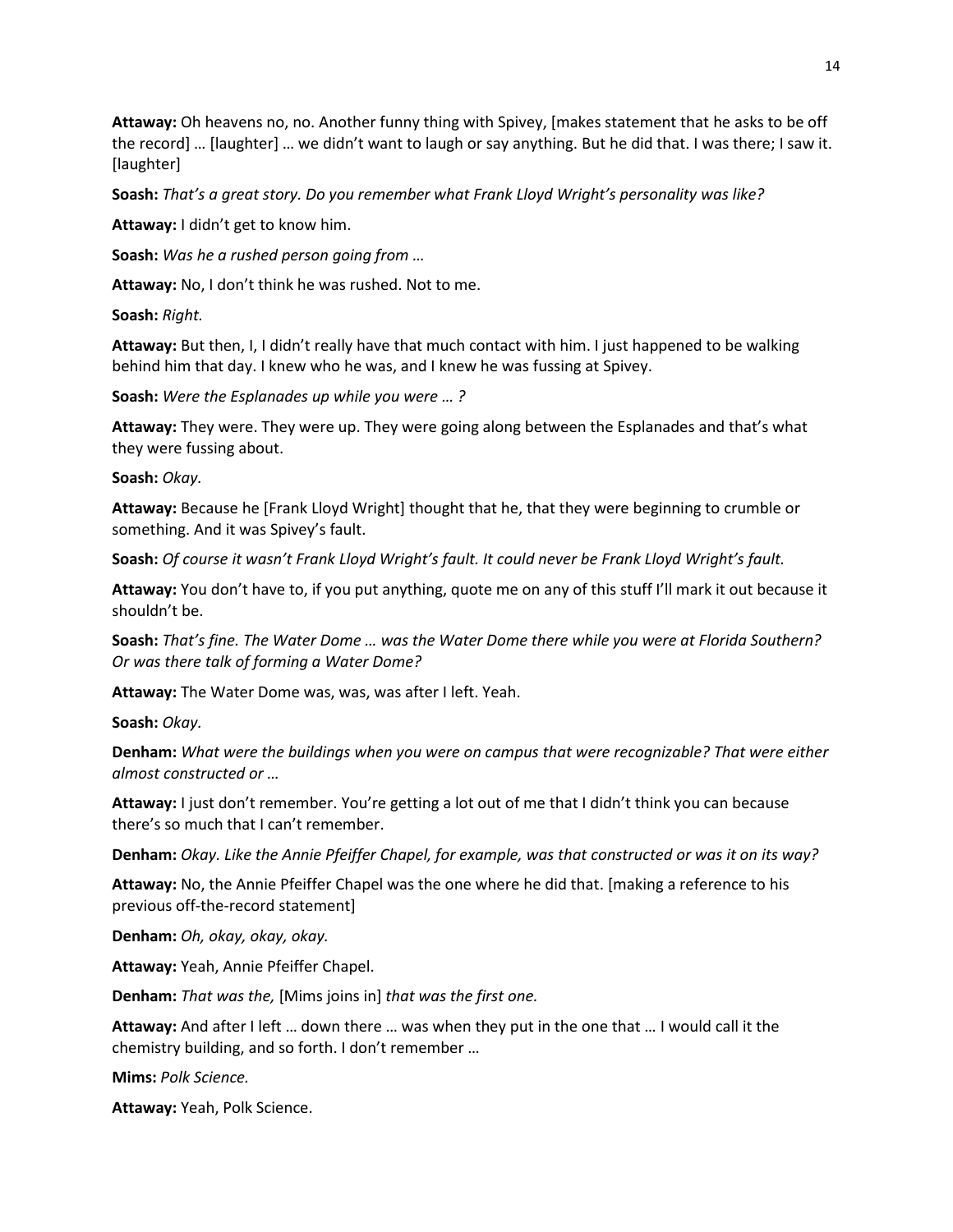**Attaway:** Oh heavens no, no. Another funny thing with Spivey, [makes statement that he asks to be off the record] … [laughter] … we didn't want to laugh or say anything. But he did that. I was there; I saw it. [laughter]

**Soash:** *That's a great story. Do you remember what Frank Lloyd Wright's personality was like?*

**Attaway:** I didn't get to know him.

**Soash:** *Was he a rushed person going from …*

**Attaway:** No, I don't think he was rushed. Not to me.

**Soash:** *Right.*

**Attaway:** But then, I, I didn't really have that much contact with him. I just happened to be walking behind him that day. I knew who he was, and I knew he was fussing at Spivey.

**Soash:** *Were the Esplanades up while you were … ?*

**Attaway:** They were. They were up. They were going along between the Esplanades and that's what they were fussing about.

**Soash:** *Okay.*

**Attaway:** Because he [Frank Lloyd Wright] thought that he, that they were beginning to crumble or something. And it was Spivey's fault.

**Soash:** *Of course it wasn't Frank Lloyd Wright's fault. It could never be Frank Lloyd Wright's fault.*

**Attaway:** You don't have to, if you put anything, quote me on any of this stuff I'll mark it out because it shouldn't be.

**Soash:** *That's fine. The Water Dome … was the Water Dome there while you were at Florida Southern? Or was there talk of forming a Water Dome?*

**Attaway:** The Water Dome was, was, was after I left. Yeah.

**Soash:** *Okay.*

**Denham:** *What were the buildings when you were on campus that were recognizable? That were either almost constructed or …*

**Attaway:** I just don't remember. You're getting a lot out of me that I didn't think you can because there's so much that I can't remember.

**Denham:** *Okay. Like the Annie Pfeiffer Chapel, for example, was that constructed or was it on its way?*

**Attaway:** No, the Annie Pfeiffer Chapel was the one where he did that. [making a reference to his previous off-the-record statement]

**Denham:** *Oh, okay, okay, okay.*

**Attaway:** Yeah, Annie Pfeiffer Chapel.

**Denham:** *That was the,* [Mims joins in] *that was the first one.*

**Attaway:** And after I left … down there … was when they put in the one that … I would call it the chemistry building, and so forth. I don't remember …

**Mims:** *Polk Science.*

**Attaway:** Yeah, Polk Science.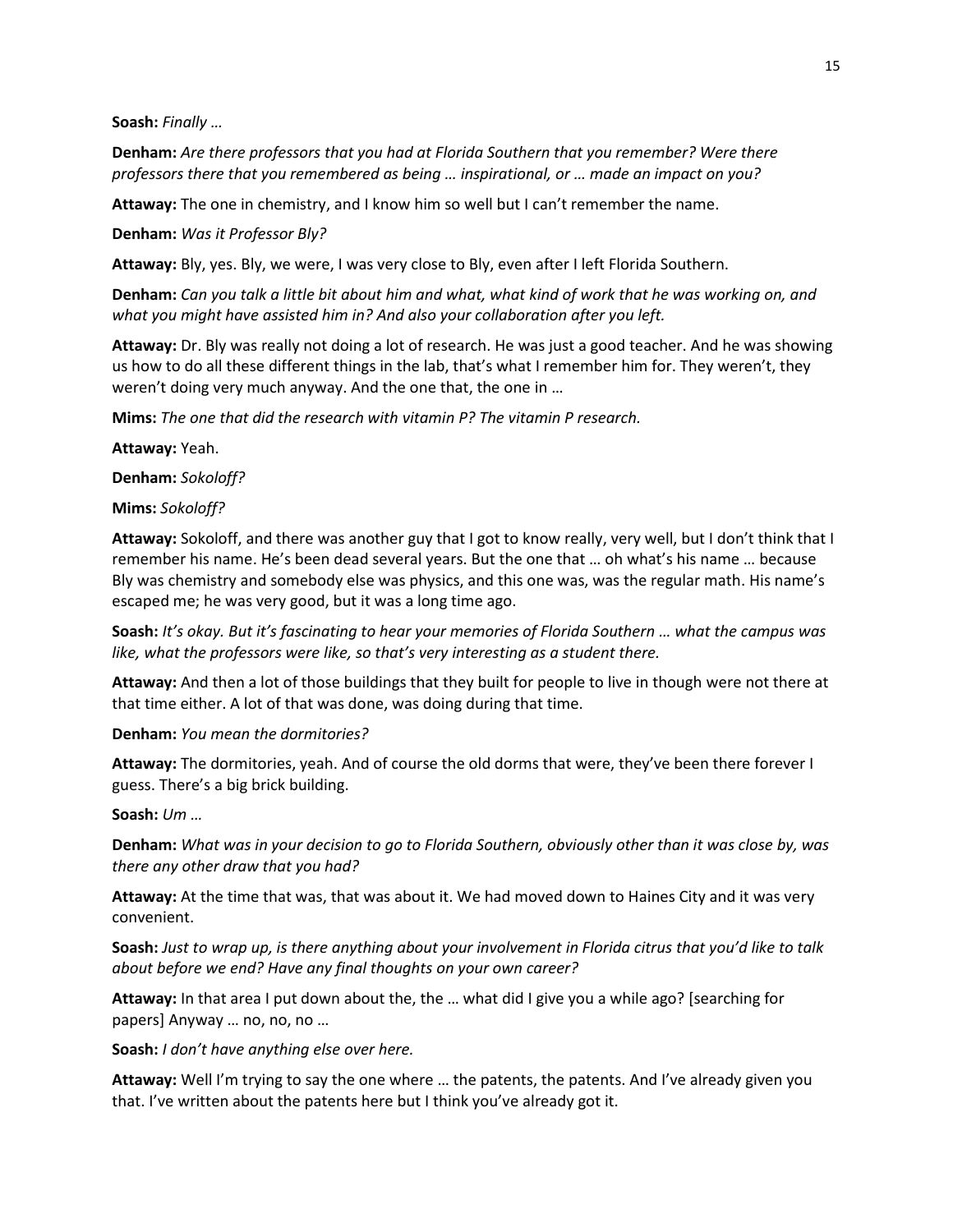**Soash:** *Finally …*

**Denham:** *Are there professors that you had at Florida Southern that you remember? Were there professors there that you remembered as being … inspirational, or … made an impact on you?*

**Attaway:** The one in chemistry, and I know him so well but I can't remember the name.

**Denham:** *Was it Professor Bly?*

**Attaway:** Bly, yes. Bly, we were, I was very close to Bly, even after I left Florida Southern.

**Denham:** *Can you talk a little bit about him and what, what kind of work that he was working on, and what you might have assisted him in? And also your collaboration after you left.*

**Attaway:** Dr. Bly was really not doing a lot of research. He was just a good teacher. And he was showing us how to do all these different things in the lab, that's what I remember him for. They weren't, they weren't doing very much anyway. And the one that, the one in …

**Mims:** *The one that did the research with vitamin P? The vitamin P research.*

**Attaway:** Yeah.

**Denham:** *Sokoloff?*

**Mims:** *Sokoloff?*

**Attaway:** Sokoloff, and there was another guy that I got to know really, very well, but I don't think that I remember his name. He's been dead several years. But the one that … oh what's his name … because Bly was chemistry and somebody else was physics, and this one was, was the regular math. His name's escaped me; he was very good, but it was a long time ago.

**Soash:** *It's okay. But it's fascinating to hear your memories of Florida Southern … what the campus was like, what the professors were like, so that's very interesting as a student there.*

**Attaway:** And then a lot of those buildings that they built for people to live in though were not there at that time either. A lot of that was done, was doing during that time.

**Denham:** *You mean the dormitories?*

**Attaway:** The dormitories, yeah. And of course the old dorms that were, they've been there forever I guess. There's a big brick building.

**Soash:** *Um …*

**Denham:** *What was in your decision to go to Florida Southern, obviously other than it was close by, was there any other draw that you had?*

**Attaway:** At the time that was, that was about it. We had moved down to Haines City and it was very convenient.

**Soash:** *Just to wrap up, is there anything about your involvement in Florida citrus that you'd like to talk about before we end? Have any final thoughts on your own career?*

**Attaway:** In that area I put down about the, the … what did I give you a while ago? [searching for papers] Anyway … no, no, no …

**Soash:** *I don't have anything else over here.*

**Attaway:** Well I'm trying to say the one where … the patents, the patents. And I've already given you that. I've written about the patents here but I think you've already got it.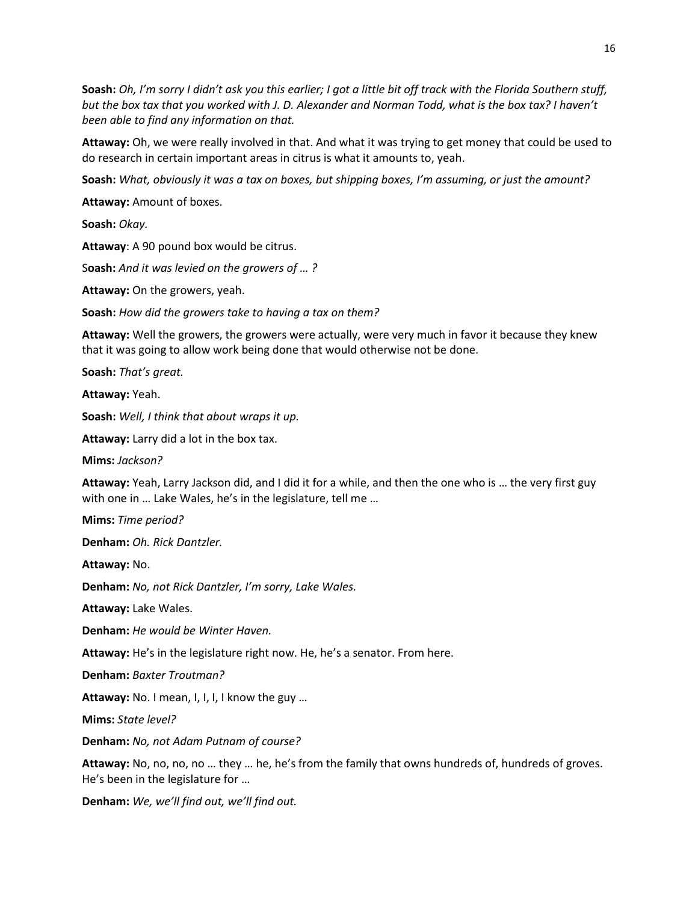**Soash:** *Oh, I'm sorry I didn't ask you this earlier; I got a little bit off track with the Florida Southern stuff, but the box tax that you worked with J. D. Alexander and Norman Todd, what is the box tax? I haven't been able to find any information on that.*

**Attaway:** Oh, we were really involved in that. And what it was trying to get money that could be used to do research in certain important areas in citrus is what it amounts to, yeah.

**Soash:** *What, obviously it was a tax on boxes, but shipping boxes, I'm assuming, or just the amount?*

**Attaway:** Amount of boxes.

**Soash:** *Okay.*

**Attaway**: A 90 pound box would be citrus.

S**oash:** *And it was levied on the growers of … ?*

**Attaway:** On the growers, yeah.

**Soash:** *How did the growers take to having a tax on them?*

**Attaway:** Well the growers, the growers were actually, were very much in favor it because they knew that it was going to allow work being done that would otherwise not be done.

**Soash:** *That's great.*

**Attaway:** Yeah.

**Soash:** *Well, I think that about wraps it up.*

**Attaway:** Larry did a lot in the box tax.

**Mims:** *Jackson?*

**Attaway:** Yeah, Larry Jackson did, and I did it for a while, and then the one who is … the very first guy with one in … Lake Wales, he's in the legislature, tell me …

**Mims:** *Time period?*

**Denham:** *Oh. Rick Dantzler.*

**Attaway:** No.

**Denham:** *No, not Rick Dantzler, I'm sorry, Lake Wales.*

**Attaway:** Lake Wales.

**Denham:** *He would be Winter Haven.*

**Attaway:** He's in the legislature right now. He, he's a senator. From here.

**Denham:** *Baxter Troutman?*

**Attaway:** No. I mean, I, I, I, I know the guy …

**Mims:** *State level?*

**Denham:** *No, not Adam Putnam of course?*

**Attaway:** No, no, no, no … they … he, he's from the family that owns hundreds of, hundreds of groves. He's been in the legislature for …

**Denham:** *We, we'll find out, we'll find out.*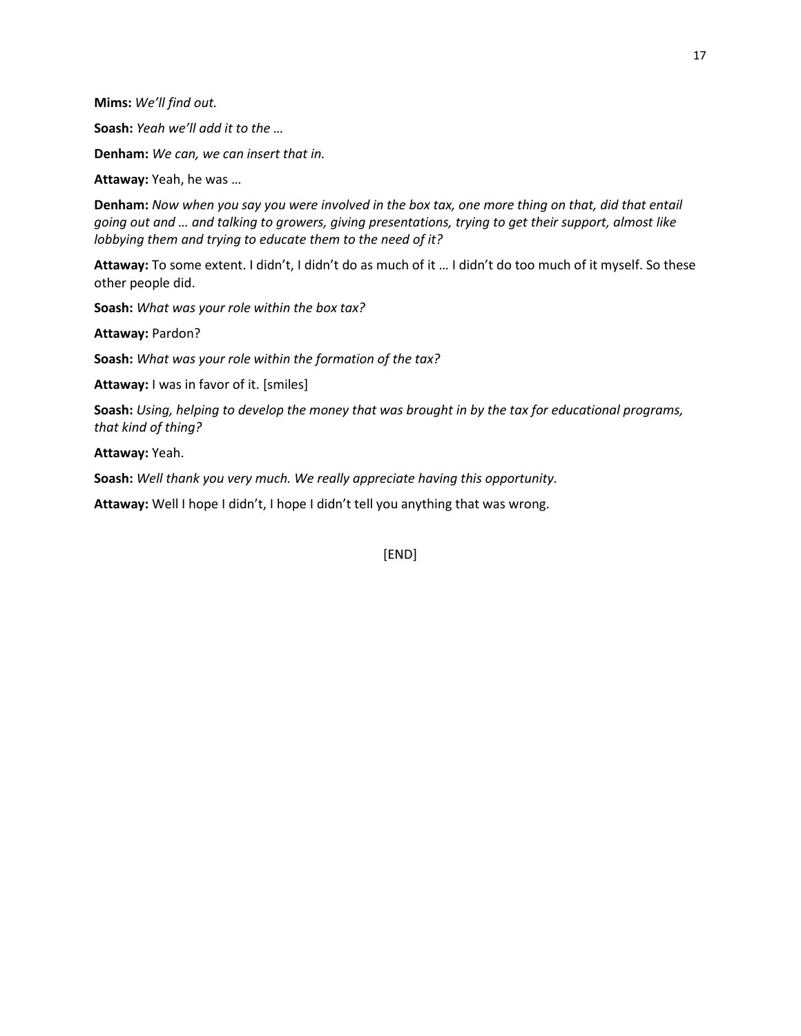**Mims:** *We'll find out.*

**Soash:** *Yeah we'll add it to the …*

**Denham:** *We can, we can insert that in.*

**Attaway:** Yeah, he was …

**Denham:** *Now when you say you were involved in the box tax, one more thing on that, did that entail going out and … and talking to growers, giving presentations, trying to get their support, almost like lobbying them and trying to educate them to the need of it?*

**Attaway:** To some extent. I didn't, I didn't do as much of it … I didn't do too much of it myself. So these other people did.

**Soash:** *What was your role within the box tax?*

**Attaway:** Pardon?

**Soash:** *What was your role within the formation of the tax?*

**Attaway:** I was in favor of it. [smiles]

**Soash:** *Using, helping to develop the money that was brought in by the tax for educational programs, that kind of thing?*

**Attaway:** Yeah.

**Soash:** *Well thank you very much. We really appreciate having this opportunity.*

**Attaway:** Well I hope I didn't, I hope I didn't tell you anything that was wrong.

[END]